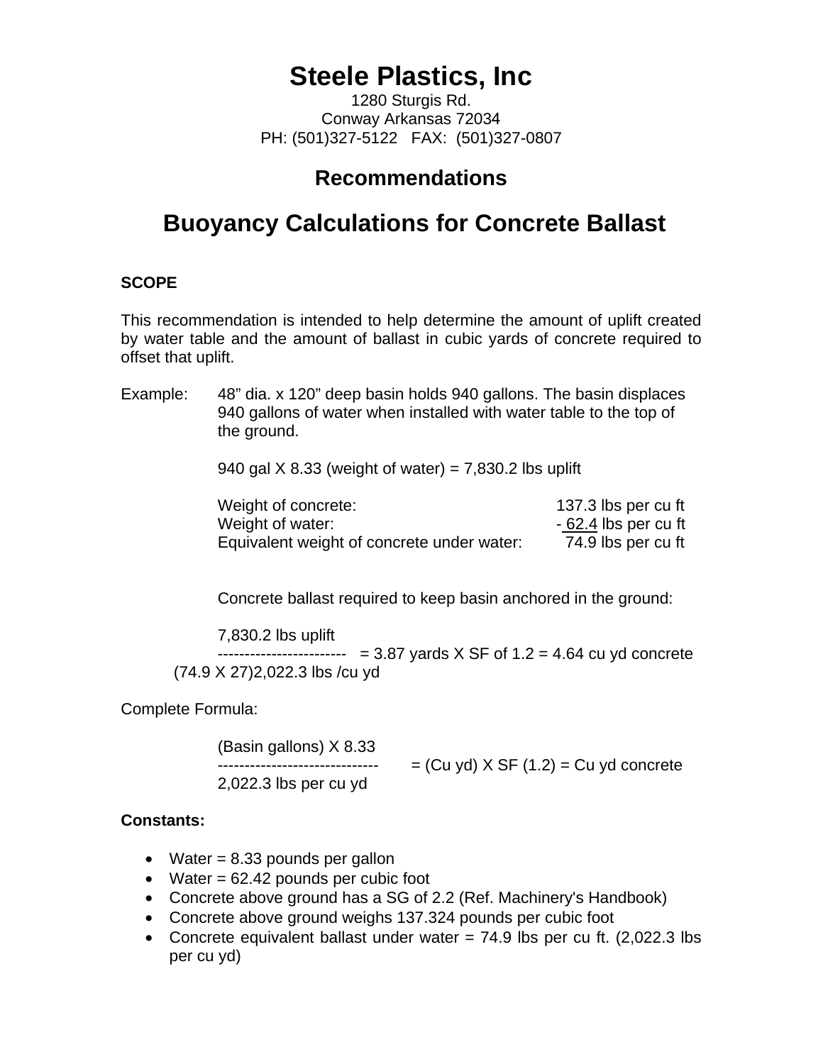# Steele Plastics, Inc

1280 Sturgis Rd.
Conway Arkansas 72034
PH: (501)327-5122 FAX: (501)327-0807

## Recommendations

## Buoyancy Calculations for Concrete Ballast

**SCOPE**

This recommendation is intended to help determine the amount of uplift created by water table and the amount of ballast in cubic yards of concrete required to offset that uplift.

Example: 48" dia. x 120" deep basin holds 940 gallons. The basin displaces 940 gallons of water when installed with water table to the top of the ground.

940 gal X 8.33 (weight of water) = 7,830.2 lbs uplift

| | |
|---|---|
| Weight of concrete: | 137.3 lbs per cu ft |
| Weight of water: | - 62.4 lbs per cu ft |
| Equivalent weight of concrete under water: | 74.9 lbs per cu ft |

Concrete ballast required to keep basin anchored in the ground:

$$\frac{7{,}830.2 \text{ lbs uplift}}{(74.9 \times 27)\ 2{,}022.3 \text{ lbs/cu yd}} = 3.87 \text{ yards} \times \text{SF of } 1.2 = 4.64 \text{ cu yd concrete}$$

Complete Formula:

$$\frac{(\text{Basin gallons}) \times 8.33}{2{,}022.3 \text{ lbs per cu yd}} = (\text{Cu yd}) \times \text{SF } (1.2) = \text{Cu yd concrete}$$

**Constants:**

- Water = 8.33 pounds per gallon
- Water = 62.42 pounds per cubic foot
- Concrete above ground has a SG of 2.2 (Ref. Machinery's Handbook)
- Concrete above ground weighs 137.324 pounds per cubic foot
- Concrete equivalent ballast under water = 74.9 lbs per cu ft. (2,022.3 lbs per cu yd)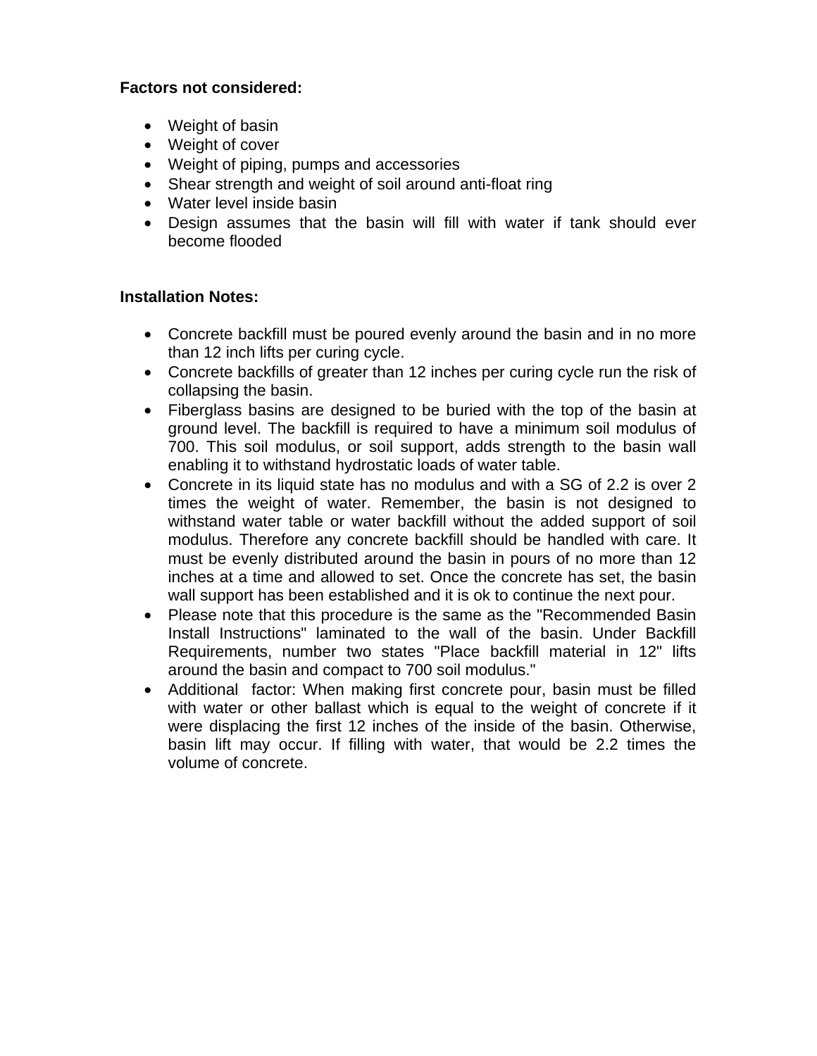**Factors not considered:**

- Weight of basin
- Weight of cover
- Weight of piping, pumps and accessories
- Shear strength and weight of soil around anti-float ring
- Water level inside basin
- Design assumes that the basin will fill with water if tank should ever become flooded

**Installation Notes:**

- Concrete backfill must be poured evenly around the basin and in no more than 12 inch lifts per curing cycle.
- Concrete backfills of greater than 12 inches per curing cycle run the risk of collapsing the basin.
- Fiberglass basins are designed to be buried with the top of the basin at ground level. The backfill is required to have a minimum soil modulus of 700. This soil modulus, or soil support, adds strength to the basin wall enabling it to withstand hydrostatic loads of water table.
- Concrete in its liquid state has no modulus and with a SG of 2.2 is over 2 times the weight of water. Remember, the basin is not designed to withstand water table or water backfill without the added support of soil modulus. Therefore any concrete backfill should be handled with care. It must be evenly distributed around the basin in pours of no more than 12 inches at a time and allowed to set. Once the concrete has set, the basin wall support has been established and it is ok to continue the next pour.
- Please note that this procedure is the same as the "Recommended Basin Install Instructions" laminated to the wall of the basin. Under Backfill Requirements, number two states "Place backfill material in 12" lifts around the basin and compact to 700 soil modulus."
- Additional factor: When making first concrete pour, basin must be filled with water or other ballast which is equal to the weight of concrete if it were displacing the first 12 inches of the inside of the basin. Otherwise, basin lift may occur. If filling with water, that would be 2.2 times the volume of concrete.